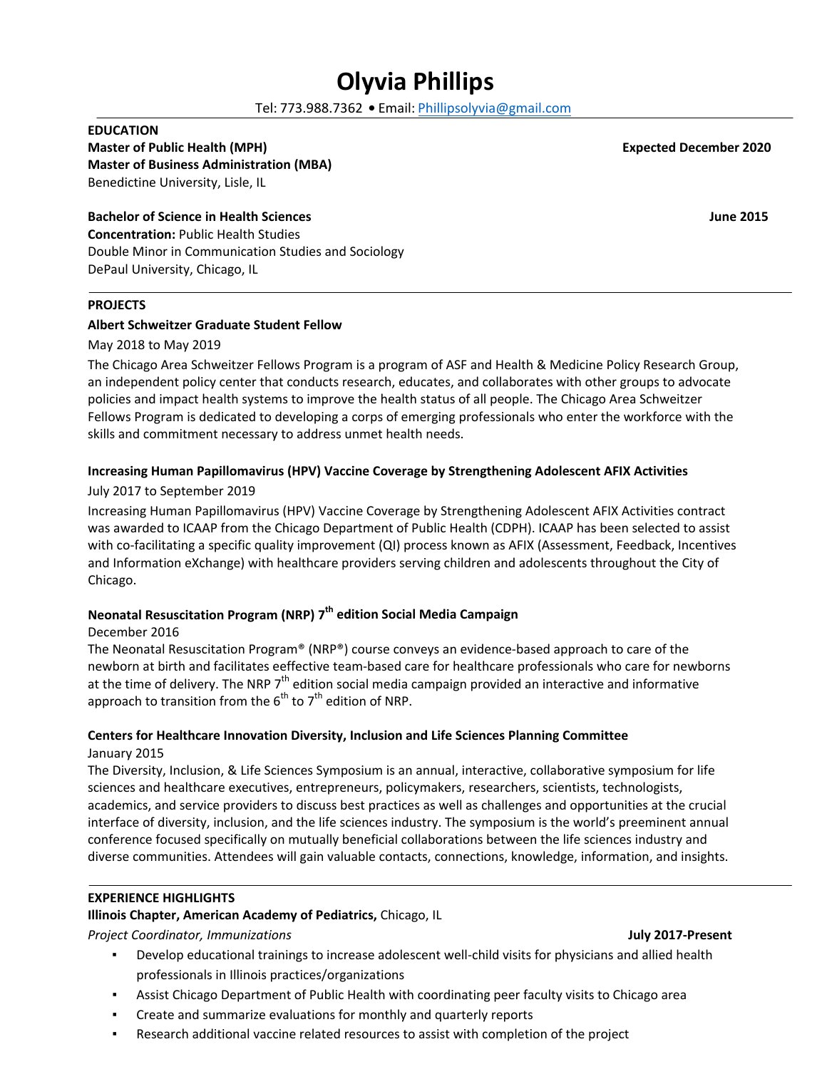# Olyvia Phillips

Tel: 773.988.7362 • Email: Phillipsolyvia@gmail.com

## EDUCATION

**Master of Public Health (MPH)** **Expected December 2020**
**Master of Business Administration (MBA)**
Benedictine University, Lisle, IL

**Bachelor of Science in Health Sciences** **June 2015**
**Concentration:** Public Health Studies
Double Minor in Communication Studies and Sociology
DePaul University, Chicago, IL

## PROJECTS

**Albert Schweitzer Graduate Student Fellow**

May 2018 to May 2019

The Chicago Area Schweitzer Fellows Program is a program of ASF and Health & Medicine Policy Research Group, an independent policy center that conducts research, educates, and collaborates with other groups to advocate policies and impact health systems to improve the health status of all people. The Chicago Area Schweitzer Fellows Program is dedicated to developing a corps of emerging professionals who enter the workforce with the skills and commitment necessary to address unmet health needs.

**Increasing Human Papillomavirus (HPV) Vaccine Coverage by Strengthening Adolescent AFIX Activities**

July 2017 to September 2019

Increasing Human Papillomavirus (HPV) Vaccine Coverage by Strengthening Adolescent AFIX Activities contract was awarded to ICAAP from the Chicago Department of Public Health (CDPH). ICAAP has been selected to assist with co-facilitating a specific quality improvement (QI) process known as AFIX (Assessment, Feedback, Incentives and Information eXchange) with healthcare providers serving children and adolescents throughout the City of Chicago.

**Neonatal Resuscitation Program (NRP) 7th edition Social Media Campaign**

December 2016

The Neonatal Resuscitation Program® (NRP®) course conveys an evidence-based approach to care of the newborn at birth and facilitates eeffective team-based care for healthcare professionals who care for newborns at the time of delivery. The NRP 7th edition social media campaign provided an interactive and informative approach to transition from the 6th to 7th edition of NRP.

**Centers for Healthcare Innovation Diversity, Inclusion and Life Sciences Planning Committee**

January 2015

The Diversity, Inclusion, & Life Sciences Symposium is an annual, interactive, collaborative symposium for life sciences and healthcare executives, entrepreneurs, policymakers, researchers, scientists, technologists, academics, and service providers to discuss best practices as well as challenges and opportunities at the crucial interface of diversity, inclusion, and the life sciences industry. The symposium is the world's preeminent annual conference focused specifically on mutually beneficial collaborations between the life sciences industry and diverse communities. Attendees will gain valuable contacts, connections, knowledge, information, and insights.

## EXPERIENCE HIGHLIGHTS

**Illinois Chapter, American Academy of Pediatrics,** Chicago, IL

*Project Coordinator, Immunizations* **July 2017-Present**

- Develop educational trainings to increase adolescent well-child visits for physicians and allied health professionals in Illinois practices/organizations
- Assist Chicago Department of Public Health with coordinating peer faculty visits to Chicago area
- Create and summarize evaluations for monthly and quarterly reports
- Research additional vaccine related resources to assist with completion of the project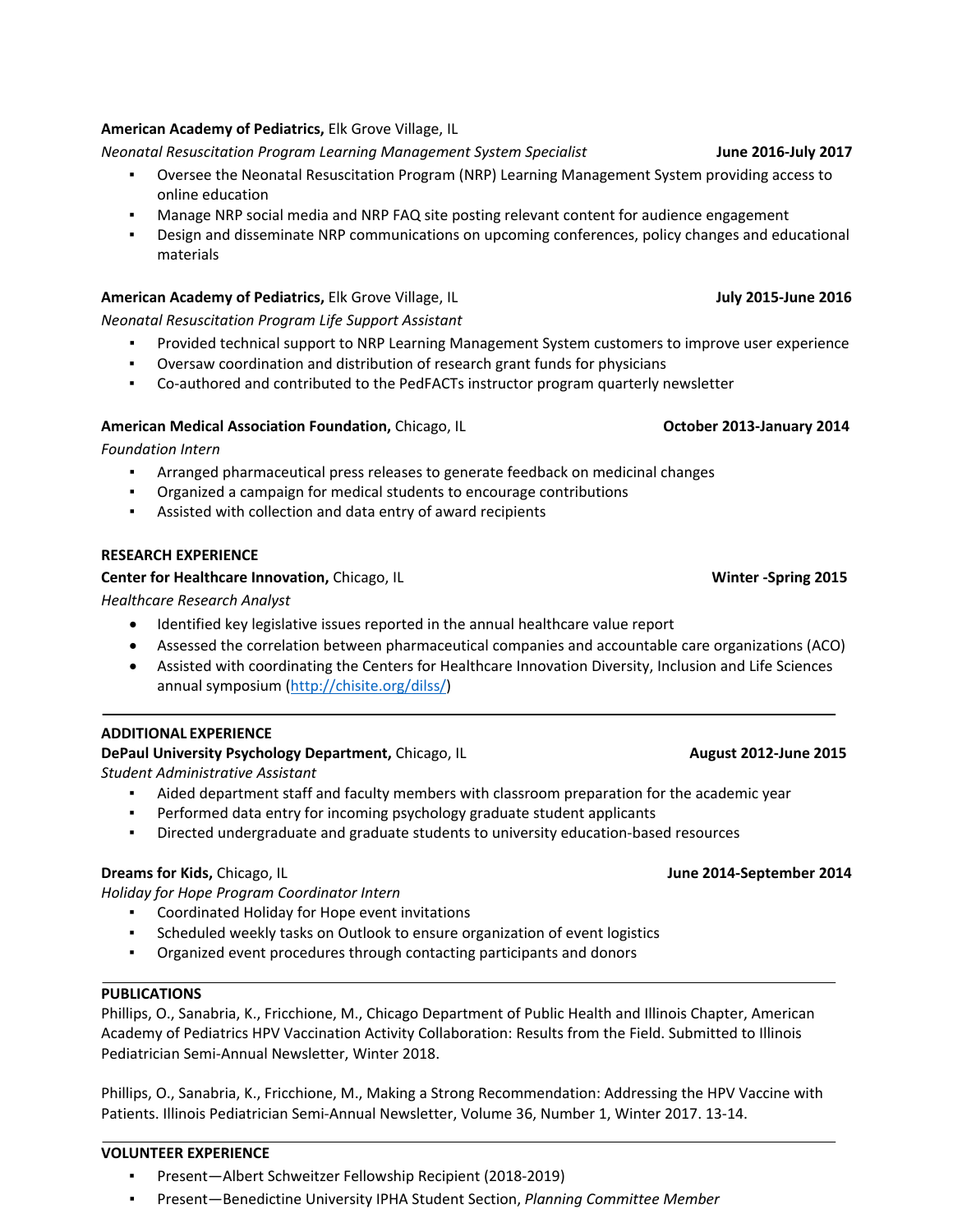**American Academy of Pediatrics,** Elk Grove Village, IL

*Neonatal Resuscitation Program Learning Management System Specialist* **June 2016-July 2017**

- Oversee the Neonatal Resuscitation Program (NRP) Learning Management System providing access to online education
- Manage NRP social media and NRP FAQ site posting relevant content for audience engagement
- Design and disseminate NRP communications on upcoming conferences, policy changes and educational materials

**American Academy of Pediatrics,** Elk Grove Village, IL **July 2015-June 2016**

*Neonatal Resuscitation Program Life Support Assistant*

- Provided technical support to NRP Learning Management System customers to improve user experience
- Oversaw coordination and distribution of research grant funds for physicians
- Co-authored and contributed to the PedFACTs instructor program quarterly newsletter

**American Medical Association Foundation,** Chicago, IL **October 2013-January 2014**

*Foundation Intern*

- Arranged pharmaceutical press releases to generate feedback on medicinal changes
- Organized a campaign for medical students to encourage contributions
- Assisted with collection and data entry of award recipients

## RESEARCH EXPERIENCE

**Center for Healthcare Innovation,** Chicago, IL **Winter -Spring 2015**

*Healthcare Research Analyst*

- Identified key legislative issues reported in the annual healthcare value report
- Assessed the correlation between pharmaceutical companies and accountable care organizations (ACO)
- Assisted with coordinating the Centers for Healthcare Innovation Diversity, Inclusion and Life Sciences annual symposium (http://chisite.org/dilss/)

## ADDITIONAL EXPERIENCE

**DePaul University Psychology Department,** Chicago, IL **August 2012-June 2015**

*Student Administrative Assistant*

- Aided department staff and faculty members with classroom preparation for the academic year
- Performed data entry for incoming psychology graduate student applicants
- Directed undergraduate and graduate students to university education-based resources

**Dreams for Kids,** Chicago, IL **June 2014-September 2014**

*Holiday for Hope Program Coordinator Intern*

- Coordinated Holiday for Hope event invitations
- Scheduled weekly tasks on Outlook to ensure organization of event logistics
- Organized event procedures through contacting participants and donors

## PUBLICATIONS

Phillips, O., Sanabria, K., Fricchione, M., Chicago Department of Public Health and Illinois Chapter, American Academy of Pediatrics HPV Vaccination Activity Collaboration: Results from the Field. Submitted to Illinois Pediatrician Semi-Annual Newsletter, Winter 2018.

Phillips, O., Sanabria, K., Fricchione, M., Making a Strong Recommendation: Addressing the HPV Vaccine with Patients. Illinois Pediatrician Semi-Annual Newsletter, Volume 36, Number 1, Winter 2017. 13-14.

## VOLUNTEER EXPERIENCE

- Present—Albert Schweitzer Fellowship Recipient (2018-2019)
- Present—Benedictine University IPHA Student Section, *Planning Committee Member*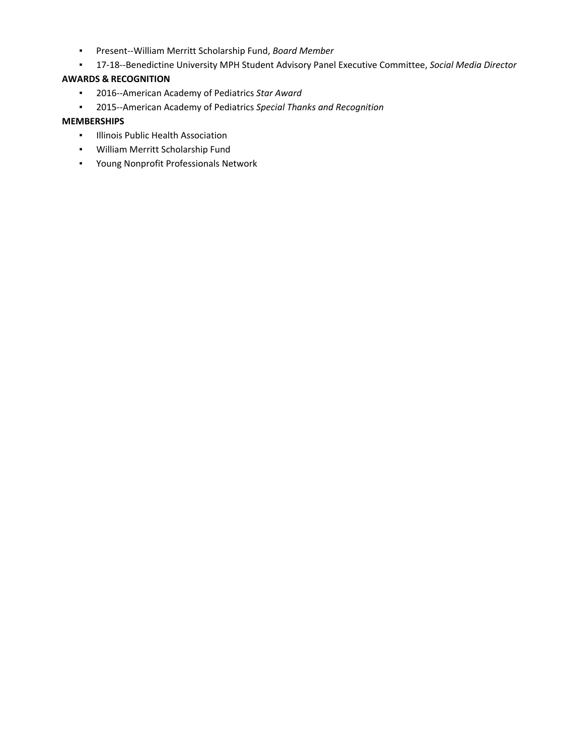- Present--William Merritt Scholarship Fund, *Board Member*
- 17-18--Benedictine University MPH Student Advisory Panel Executive Committee, *Social Media Director*

**AWARDS & RECOGNITION**

- 2016--American Academy of Pediatrics *Star Award*
- 2015--American Academy of Pediatrics *Special Thanks and Recognition*

**MEMBERSHIPS**

- Illinois Public Health Association
- William Merritt Scholarship Fund
- Young Nonprofit Professionals Network